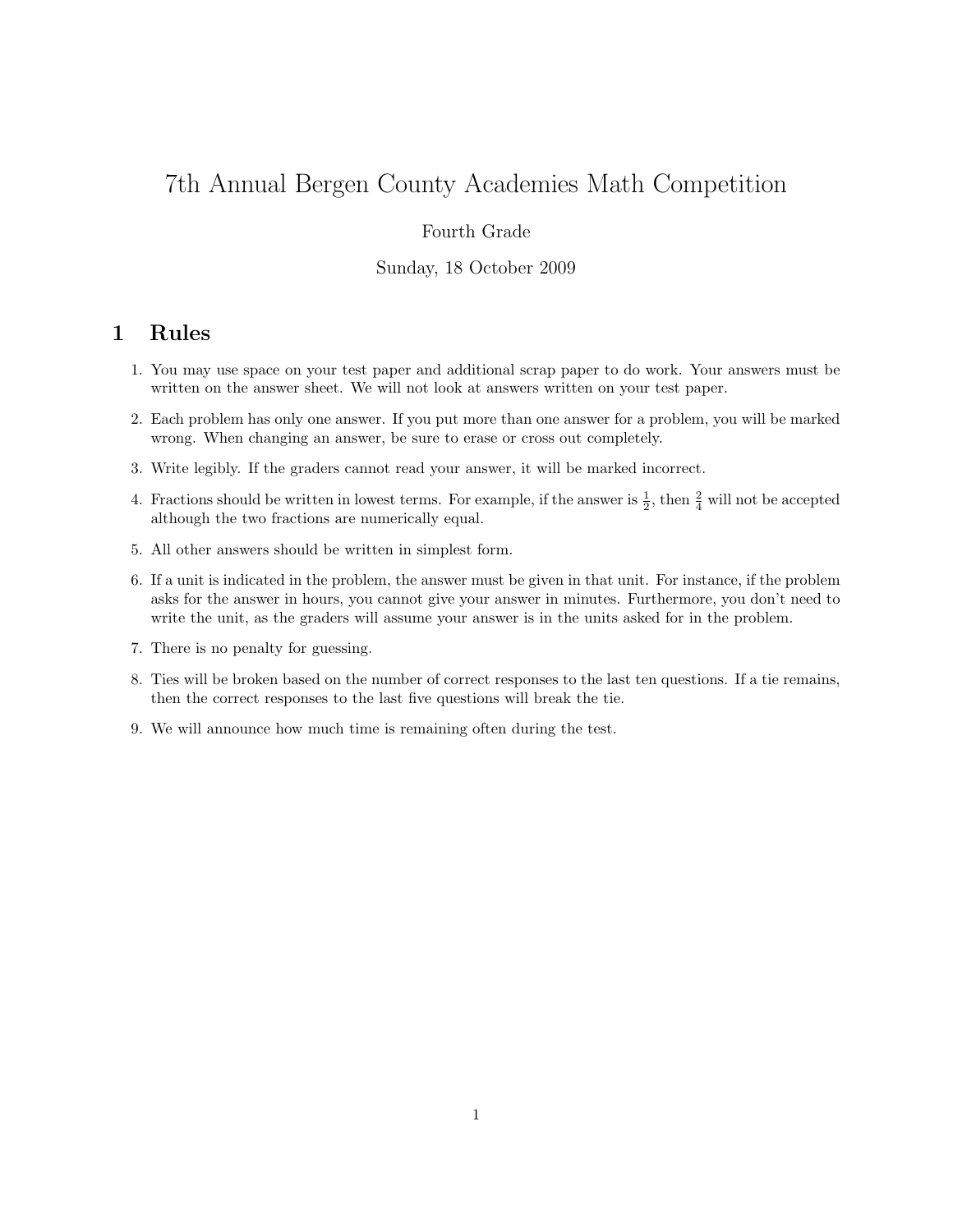# 7th Annual Bergen County Academies Math Competition

Fourth Grade

Sunday, 18 October 2009

## 1 Rules

1. You may use space on your test paper and additional scrap paper to do work. Your answers must be written on the answer sheet. We will not look at answers written on your test paper.
2. Each problem has only one answer. If you put more than one answer for a problem, you will be marked wrong. When changing an answer, be sure to erase or cross out completely.
3. Write legibly. If the graders cannot read your answer, it will be marked incorrect.
4. Fractions should be written in lowest terms. For example, if the answer is $\frac{1}{2}$, then $\frac{2}{4}$ will not be accepted although the two fractions are numerically equal.
5. All other answers should be written in simplest form.
6. If a unit is indicated in the problem, the answer must be given in that unit. For instance, if the problem asks for the answer in hours, you cannot give your answer in minutes. Furthermore, you don't need to write the unit, as the graders will assume your answer is in the units asked for in the problem.
7. There is no penalty for guessing.
8. Ties will be broken based on the number of correct responses to the last ten questions. If a tie remains, then the correct responses to the last five questions will break the tie.
9. We will announce how much time is remaining often during the test.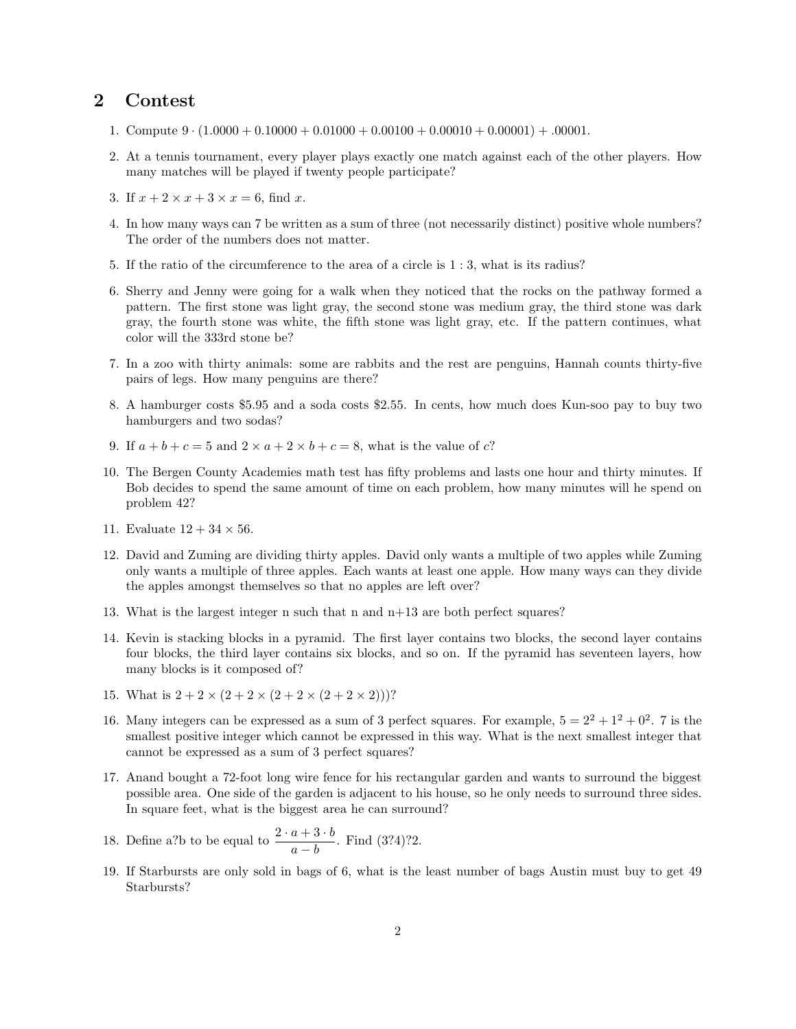## 2 Contest

1. Compute $9 \cdot (1.0000 + 0.10000 + 0.01000 + 0.00100 + 0.00010 + 0.00001) + .00001$.

2. At a tennis tournament, every player plays exactly one match against each of the other players. How many matches will be played if twenty people participate?

3. If $x + 2 \times x + 3 \times x = 6$, find $x$.

4. In how many ways can 7 be written as a sum of three (not necessarily distinct) positive whole numbers? The order of the numbers does not matter.

5. If the ratio of the circumference to the area of a circle is $1 : 3$, what is its radius?

6. Sherry and Jenny were going for a walk when they noticed that the rocks on the pathway formed a pattern. The first stone was light gray, the second stone was medium gray, the third stone was dark gray, the fourth stone was white, the fifth stone was light gray, etc. If the pattern continues, what color will the 333rd stone be?

7. In a zoo with thirty animals: some are rabbits and the rest are penguins, Hannah counts thirty-five pairs of legs. How many penguins are there?

8. A hamburger costs \$5.95 and a soda costs \$2.55. In cents, how much does Kun-soo pay to buy two hamburgers and two sodas?

9. If $a + b + c = 5$ and $2 \times a + 2 \times b + c = 8$, what is the value of $c$?

10. The Bergen County Academies math test has fifty problems and lasts one hour and thirty minutes. If Bob decides to spend the same amount of time on each problem, how many minutes will he spend on problem 42?

11. Evaluate $12 + 34 \times 56$.

12. David and Zuming are dividing thirty apples. David only wants a multiple of two apples while Zuming only wants a multiple of three apples. Each wants at least one apple. How many ways can they divide the apples amongst themselves so that no apples are left over?

13. What is the largest integer n such that n and n+13 are both perfect squares?

14. Kevin is stacking blocks in a pyramid. The first layer contains two blocks, the second layer contains four blocks, the third layer contains six blocks, and so on. If the pyramid has seventeen layers, how many blocks is it composed of?

15. What is $2 + 2 \times (2 + 2 \times (2 + 2 \times (2 + 2 \times 2)))$?

16. Many integers can be expressed as a sum of 3 perfect squares. For example, $5 = 2^2 + 1^2 + 0^2$. 7 is the smallest positive integer which cannot be expressed in this way. What is the next smallest integer that cannot be expressed as a sum of 3 perfect squares?

17. Anand bought a 72-foot long wire fence for his rectangular garden and wants to surround the biggest possible area. One side of the garden is adjacent to his house, so he only needs to surround three sides. In square feet, what is the biggest area he can surround?

18. Define a?b to be equal to $\dfrac{2 \cdot a + 3 \cdot b}{a - b}$. Find (3?4)?2.

19. If Starbursts are only sold in bags of 6, what is the least number of bags Austin must buy to get 49 Starbursts?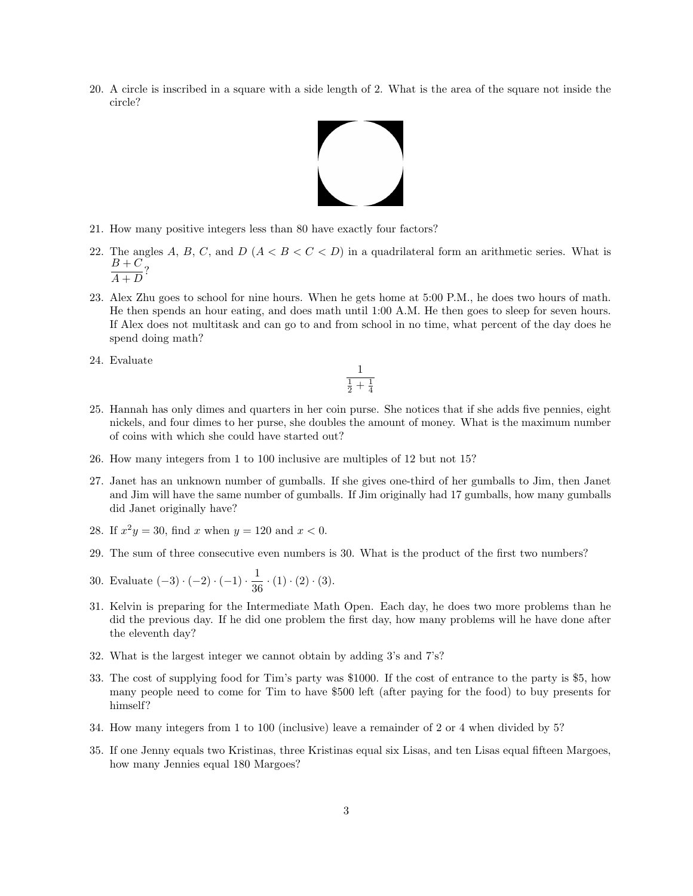20. A circle is inscribed in a square with a side length of 2. What is the area of the square not inside the circle?

21. How many positive integers less than 80 have exactly four factors?

22. The angles $A$, $B$, $C$, and $D$ ($A < B < C < D$) in a quadrilateral form an arithmetic series. What is $\dfrac{B+C}{A+D}$?

23. Alex Zhu goes to school for nine hours. When he gets home at 5:00 P.M., he does two hours of math. He then spends an hour eating, and does math until 1:00 A.M. He then goes to sleep for seven hours. If Alex does not multitask and can go to and from school in no time, what percent of the day does he spend doing math?

24. Evaluate

$$\frac{1}{\frac{1}{2}+\frac{1}{4}}$$

25. Hannah has only dimes and quarters in her coin purse. She notices that if she adds five pennies, eight nickels, and four dimes to her purse, she doubles the amount of money. What is the maximum number of coins with which she could have started out?

26. How many integers from 1 to 100 inclusive are multiples of 12 but not 15?

27. Janet has an unknown number of gumballs. If she gives one-third of her gumballs to Jim, then Janet and Jim will have the same number of gumballs. If Jim originally had 17 gumballs, how many gumballs did Janet originally have?

28. If $x^2y = 30$, find $x$ when $y = 120$ and $x < 0$.

29. The sum of three consecutive even numbers is 30. What is the product of the first two numbers?

30. Evaluate $(-3) \cdot (-2) \cdot (-1) \cdot \dfrac{1}{36} \cdot (1) \cdot (2) \cdot (3)$.

31. Kelvin is preparing for the Intermediate Math Open. Each day, he does two more problems than he did the previous day. If he did one problem the first day, how many problems will he have done after the eleventh day?

32. What is the largest integer we cannot obtain by adding 3's and 7's?

33. The cost of supplying food for Tim's party was \$1000. If the cost of entrance to the party is \$5, how many people need to come for Tim to have \$500 left (after paying for the food) to buy presents for himself?

34. How many integers from 1 to 100 (inclusive) leave a remainder of 2 or 4 when divided by 5?

35. If one Jenny equals two Kristinas, three Kristinas equal six Lisas, and ten Lisas equal fifteen Margoes, how many Jennies equal 180 Margoes?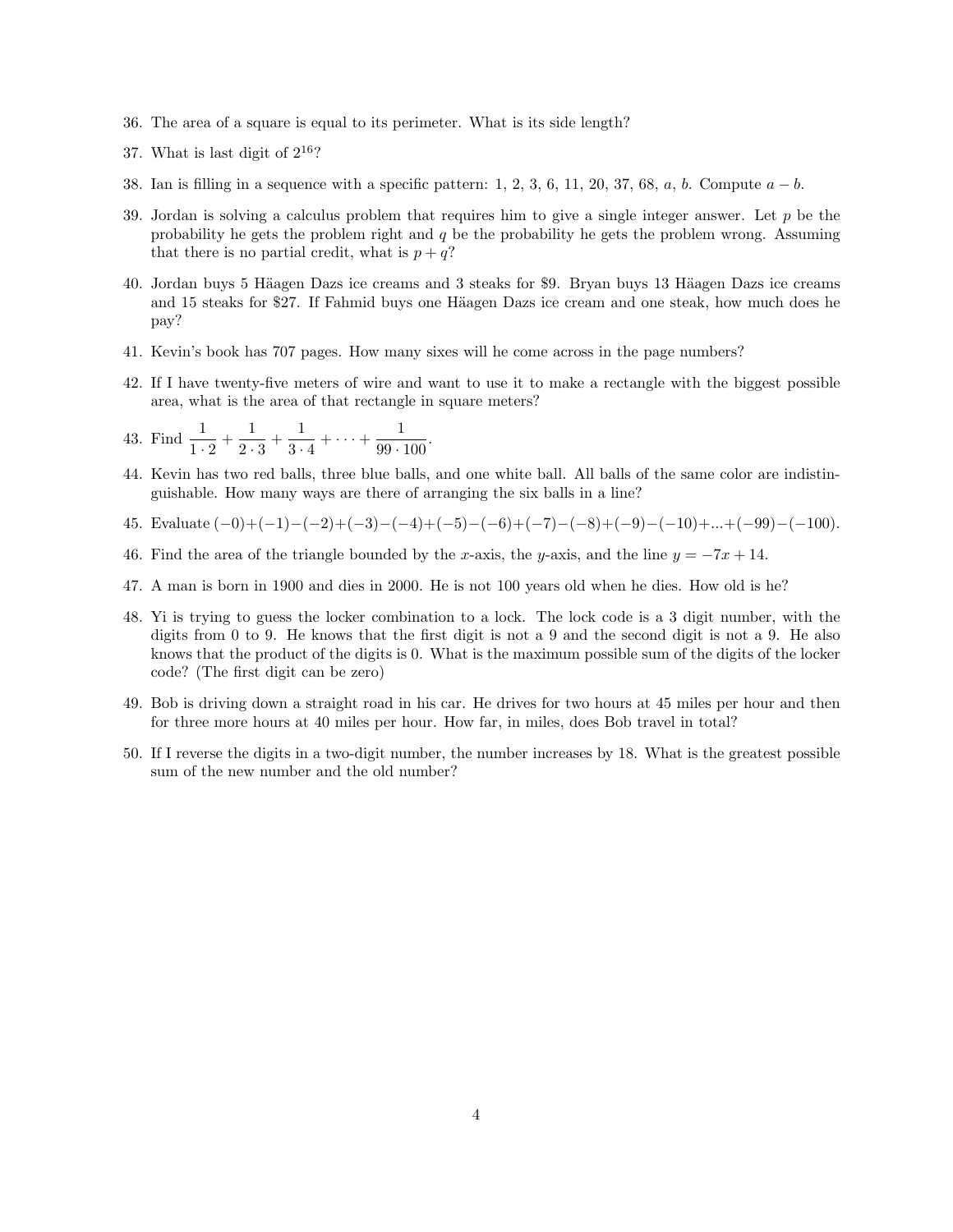36. The area of a square is equal to its perimeter. What is its side length?

37. What is last digit of $2^{16}$?

38. Ian is filling in a sequence with a specific pattern: 1, 2, 3, 6, 11, 20, 37, 68, $a$, $b$. Compute $a - b$.

39. Jordan is solving a calculus problem that requires him to give a single integer answer. Let $p$ be the probability he gets the problem right and $q$ be the probability he gets the problem wrong. Assuming that there is no partial credit, what is $p + q$?

40. Jordan buys 5 Häagen Dazs ice creams and 3 steaks for \$9. Bryan buys 13 Häagen Dazs ice creams and 15 steaks for \$27. If Fahmid buys one Häagen Dazs ice cream and one steak, how much does he pay?

41. Kevin's book has 707 pages. How many sixes will he come across in the page numbers?

42. If I have twenty-five meters of wire and want to use it to make a rectangle with the biggest possible area, what is the area of that rectangle in square meters?

43. Find $\dfrac{1}{1 \cdot 2} + \dfrac{1}{2 \cdot 3} + \dfrac{1}{3 \cdot 4} + \cdots + \dfrac{1}{99 \cdot 100}$.

44. Kevin has two red balls, three blue balls, and one white ball. All balls of the same color are indistinguishable. How many ways are there of arranging the six balls in a line?

45. Evaluate $(-0)+(-1)-(-2)+(-3)-(-4)+(-5)-(-6)+(-7)-(-8)+(-9)-(-10)+...+(-99)-(-100)$.

46. Find the area of the triangle bounded by the $x$-axis, the $y$-axis, and the line $y = -7x + 14$.

47. A man is born in 1900 and dies in 2000. He is not 100 years old when he dies. How old is he?

48. Yi is trying to guess the locker combination to a lock. The lock code is a 3 digit number, with the digits from 0 to 9. He knows that the first digit is not a 9 and the second digit is not a 9. He also knows that the product of the digits is 0. What is the maximum possible sum of the digits of the locker code? (The first digit can be zero)

49. Bob is driving down a straight road in his car. He drives for two hours at 45 miles per hour and then for three more hours at 40 miles per hour. How far, in miles, does Bob travel in total?

50. If I reverse the digits in a two-digit number, the number increases by 18. What is the greatest possible sum of the new number and the old number?